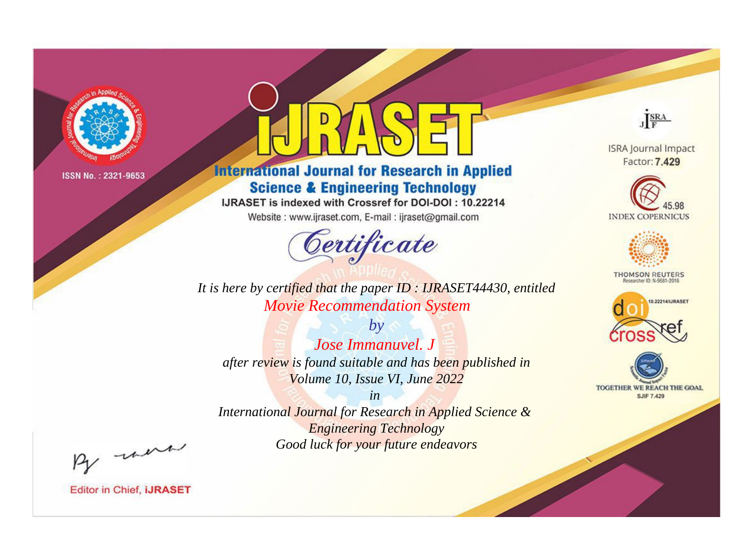ISSN No. : 2321-9653

# IJRASET

## International Journal for Research in Applied Science & Engineering Technology

IJRASET is indexed with Crossref for DOI-DOI : 10.22214

Website : www.ijraset.com, E-mail : ijraset@gmail.com

## *Certificate*

*It is here by certified that the paper ID : IJRASET44430, entitled*

*Movie Recommendation System*

*by*

*Jose Immanuvel. J*

*after review is found suitable and has been published in*

*Volume 10, Issue VI, June 2022*

*in*

*International Journal for Research in Applied Science & Engineering Technology*

*Good luck for your future endeavors*

ISRA Journal Impact Factor: **7.429**

45.98 INDEX COPERNICUS

THOMSON REUTERS Researcher ID: N-9681-2016

10.22214/IJRASET

TOGETHER WE REACH THE GOAL SJIF 7.429

Editor in Chief, **iJRASET**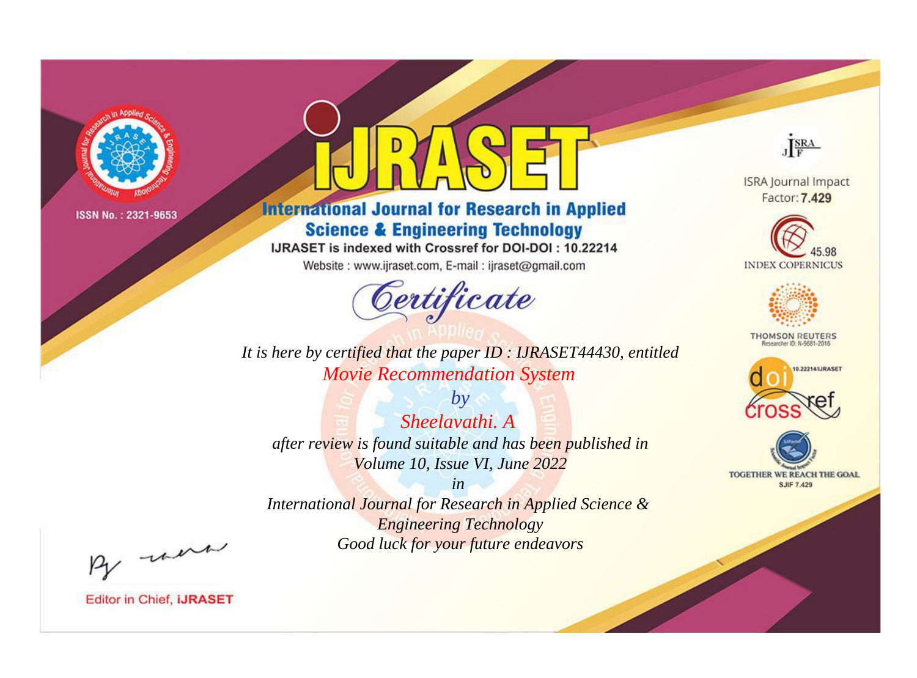ISSN No. : 2321-9653

# iJRASET

## International Journal for Research in Applied Science & Engineering Technology

IJRASET is indexed with Crossref for DOI-DOI : 10.22214

Website : www.ijraset.com, E-mail : ijraset@gmail.com

# Certificate

*It is here by certified that the paper ID : IJRASET44430, entitled*

*Movie Recommendation System*

*by*

*Sheelavathi. A*

*after review is found suitable and has been published in*

*Volume 10, Issue VI, June 2022*

*in*

*International Journal for Research in Applied Science & Engineering Technology*

*Good luck for your future endeavors*

ISRA Journal Impact Factor: **7.429**

45.98 INDEX COPERNICUS

THOMSON REUTERS Researcher ID: N-9681-2016

10.22214/IJRASET

TOGETHER WE REACH THE GOAL SJIF 7.429

Editor in Chief, **iJRASET**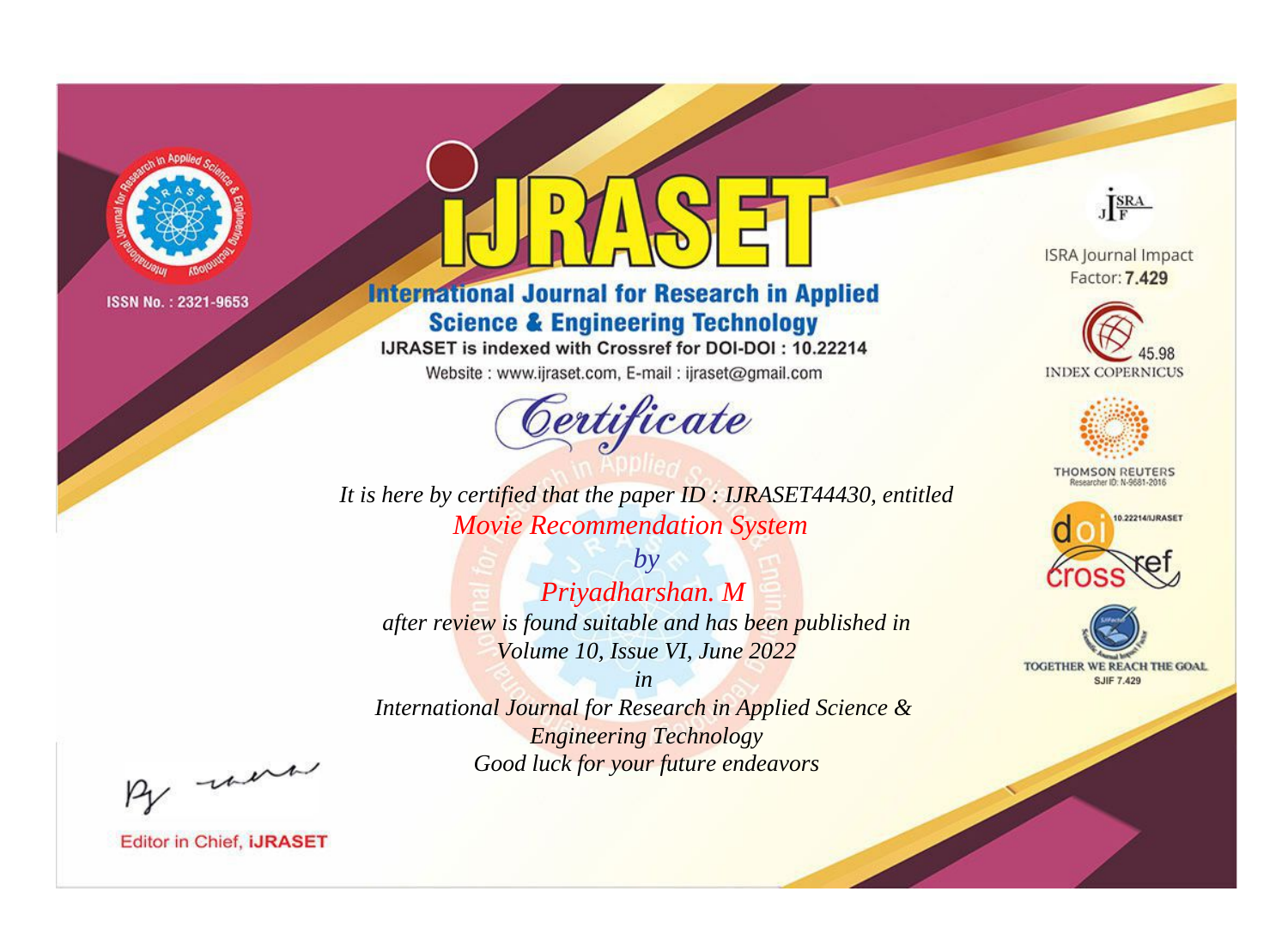ISSN No. : 2321-9653

# iJRASET

## International Journal for Research in Applied Science & Engineering Technology

IJRASET is indexed with Crossref for DOI-DOI : 10.22214

Website : www.ijraset.com, E-mail : ijraset@gmail.com

*Certificate*

*It is here by certified that the paper ID : IJRASET44430, entitled*

*Movie Recommendation System*

*by*

*Priyadharshan. M*

*after review is found suitable and has been published in*

*Volume 10, Issue VI, June 2022*

*in*

*International Journal for Research in Applied Science & Engineering Technology*

*Good luck for your future endeavors*

ISRA Journal Impact Factor: **7.429**

45.98 INDEX COPERNICUS

THOMSON REUTERS Researcher ID: N-9681-2016

10.22214/IJRASET

TOGETHER WE REACH THE GOAL SJIF 7.429

Editor in Chief, **iJRASET**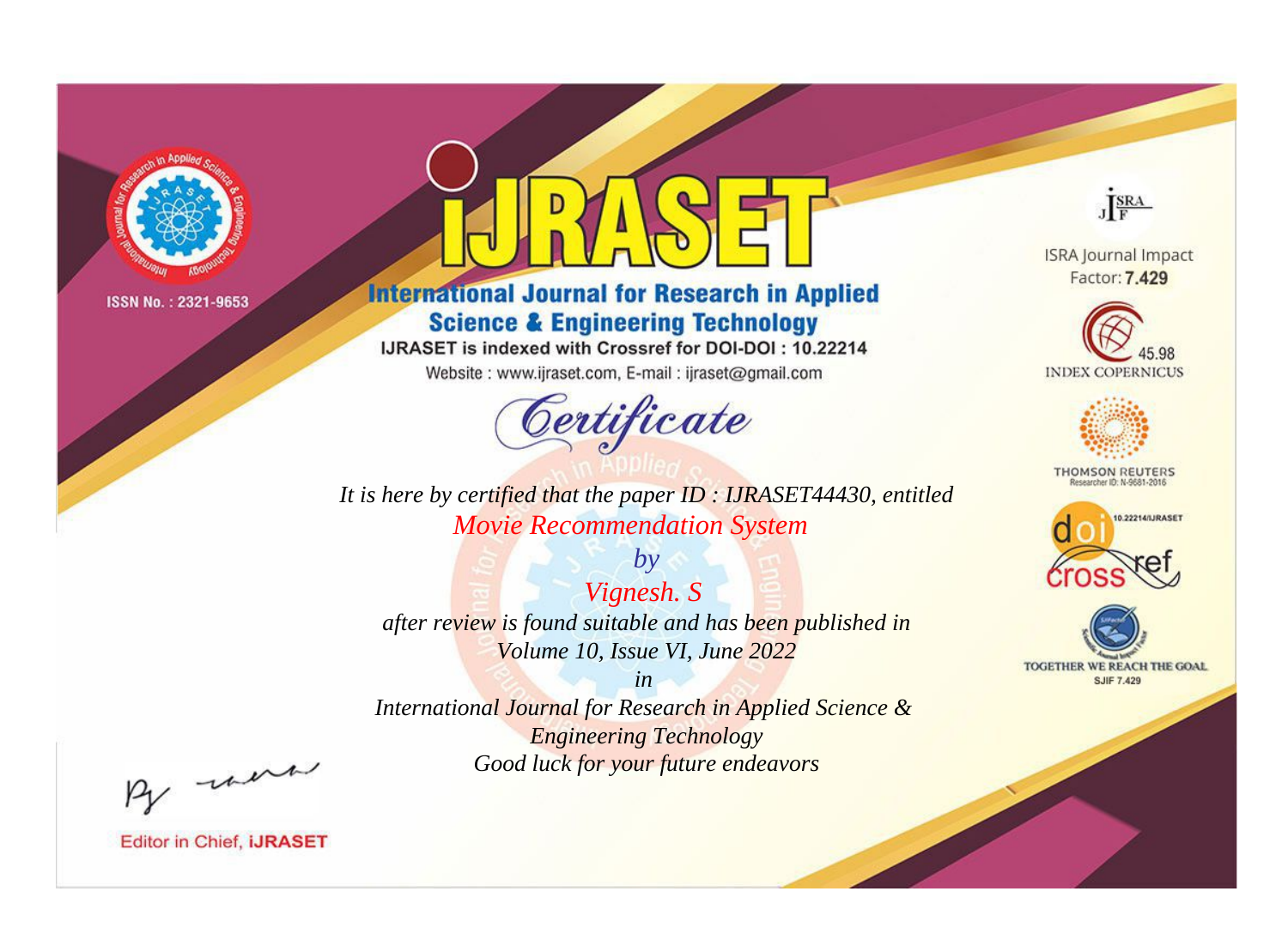ISSN No. : 2321-9653

# iJRASET

## International Journal for Research in Applied Science & Engineering Technology

IJRASET is indexed with Crossref for DOI-DOI : 10.22214

Website : www.ijraset.com, E-mail : ijraset@gmail.com

ISRA Journal Impact Factor: **7.429**

45.98 INDEX COPERNICUS

THOMSON REUTERS Researcher ID: N-9681-2016

10.22214/IJRASET

TOGETHER WE REACH THE GOAL SJIF 7.429

## *Certificate*

*It is here by certified that the paper ID : IJRASET44430, entitled*

*Movie Recommendation System*

*by*

*Vignesh. S*

*after review is found suitable and has been published in*

*Volume 10, Issue VI, June 2022*

*in*

*International Journal for Research in Applied Science & Engineering Technology*

*Good luck for your future endeavors*

Editor in Chief, **iJRASET**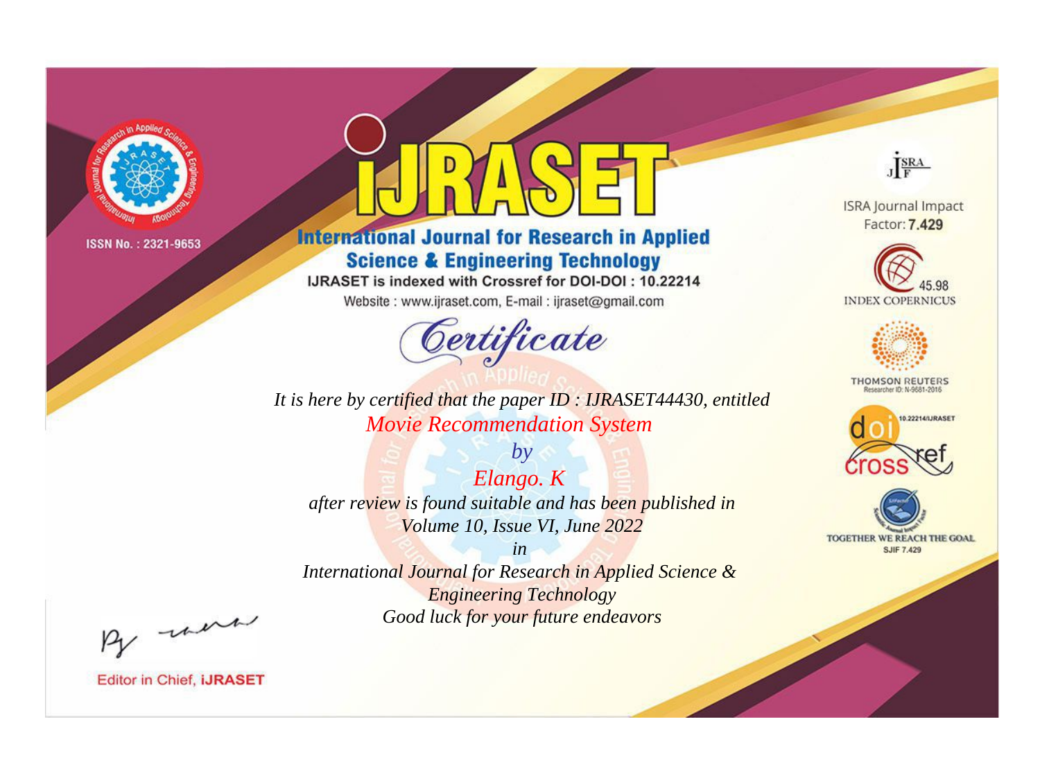ISSN No. : 2321-9653

# iJRASET

## International Journal for Research in Applied Science & Engineering Technology

IJRASET is indexed with Crossref for DOI-DOI : 10.22214

Website : www.ijraset.com, E-mail : ijraset@gmail.com

ISRA Journal Impact Factor: **7.429**

45.98 INDEX COPERNICUS

THOMSON REUTERS Researcher ID: N-9681-2016

10.22214/IJRASET

TOGETHER WE REACH THE GOAL SJIF 7.429

# *Certificate*

*It is here by certified that the paper ID : IJRASET44430, entitled*

*Movie Recommendation System*

*by*

*Elango. K*

*after review is found suitable and has been published in*

*Volume 10, Issue VI, June 2022*

*in*

*International Journal for Research in Applied Science & Engineering Technology*

*Good luck for your future endeavors*

Editor in Chief, **iJRASET**